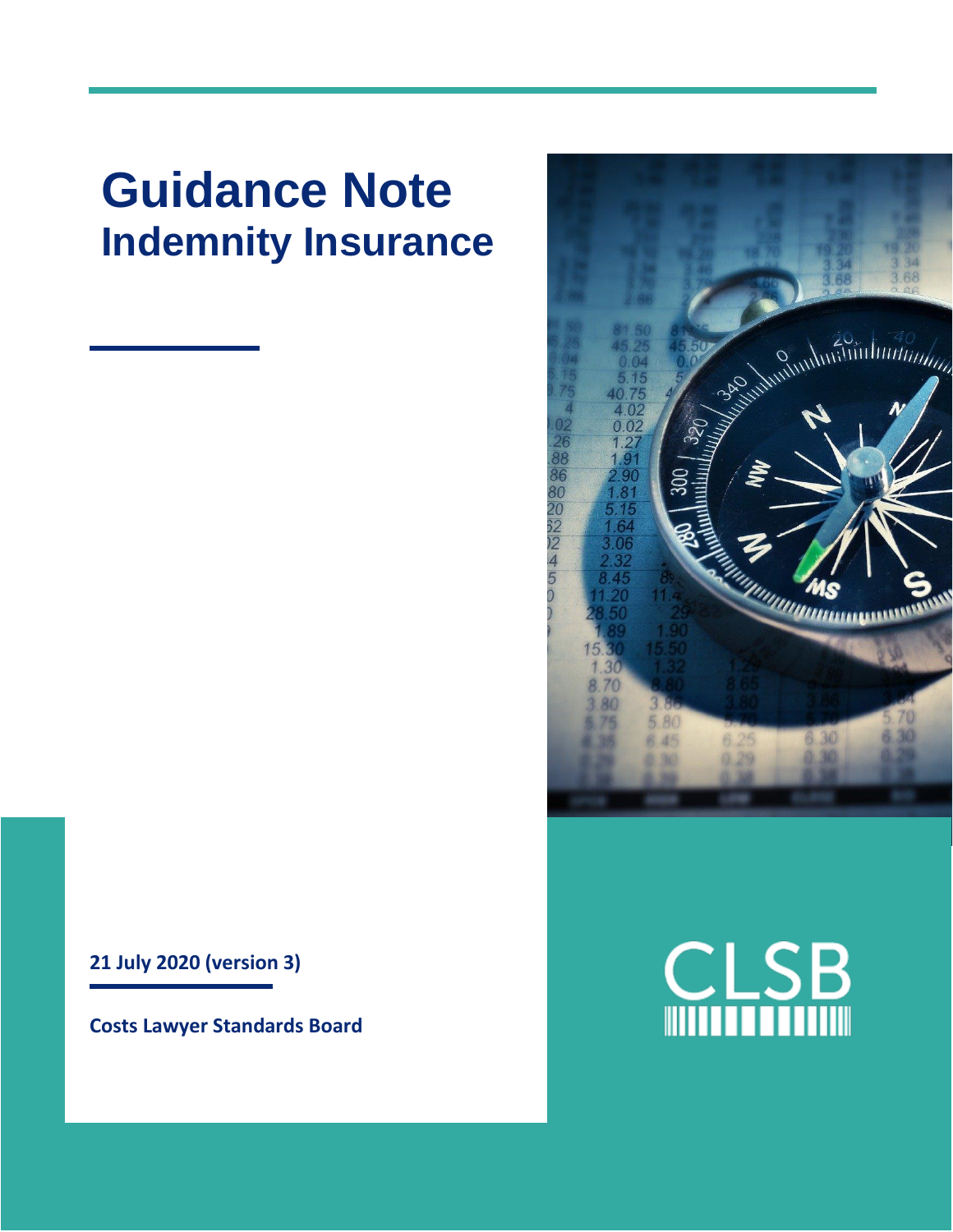# Guidance Note

## Indemnity Insurance

**21 July 2020 (version 3)**

**Costs Lawyer Standards Board**

CLSB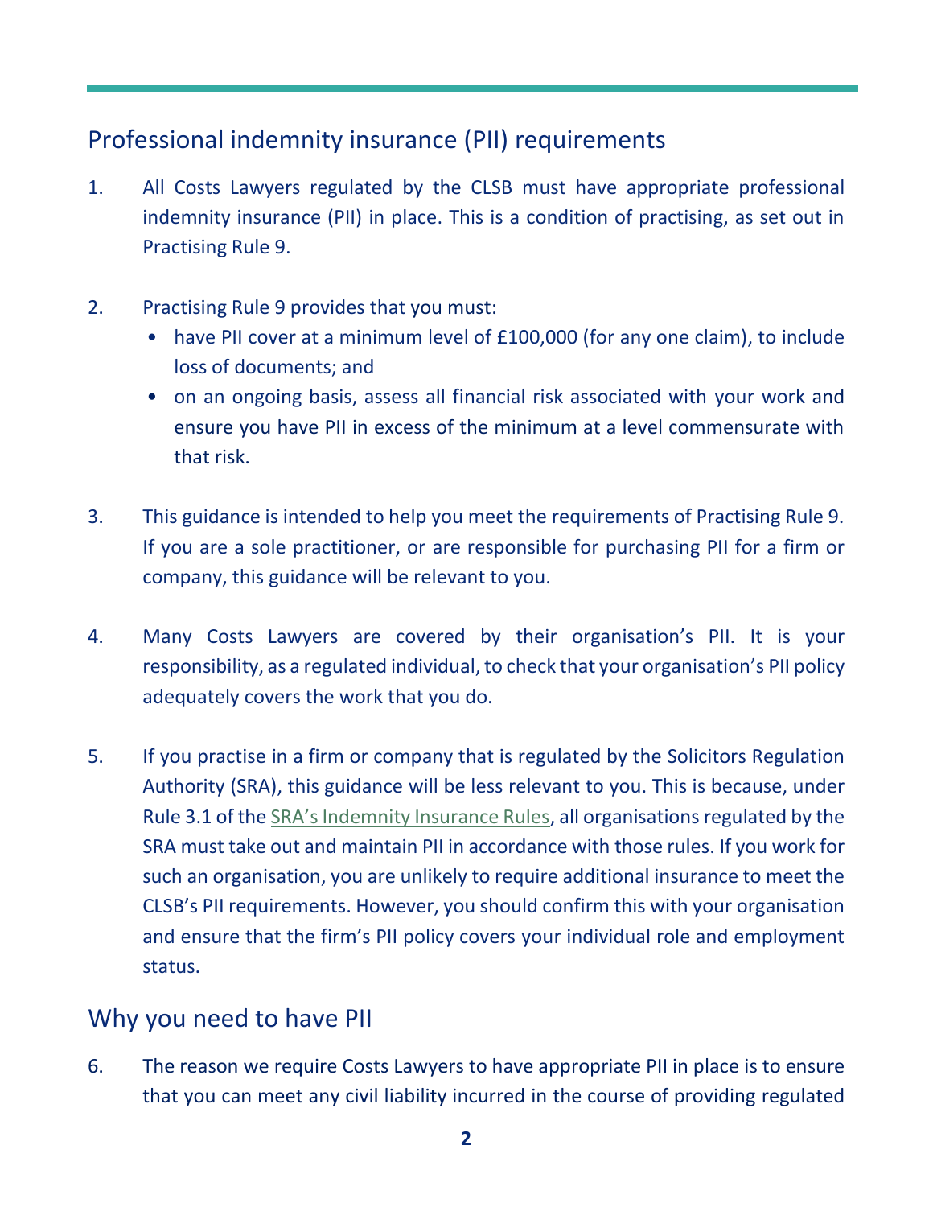## Professional indemnity insurance (PII) requirements

1. All Costs Lawyers regulated by the CLSB must have appropriate professional indemnity insurance (PII) in place. This is a condition of practising, as set out in Practising Rule 9.

2. Practising Rule 9 provides that you must:
   - have PII cover at a minimum level of £100,000 (for any one claim), to include loss of documents; and
   - on an ongoing basis, assess all financial risk associated with your work and ensure you have PII in excess of the minimum at a level commensurate with that risk.

3. This guidance is intended to help you meet the requirements of Practising Rule 9. If you are a sole practitioner, or are responsible for purchasing PII for a firm or company, this guidance will be relevant to you.

4. Many Costs Lawyers are covered by their organisation's PII. It is your responsibility, as a regulated individual, to check that your organisation's PII policy adequately covers the work that you do.

5. If you practise in a firm or company that is regulated by the Solicitors Regulation Authority (SRA), this guidance will be less relevant to you. This is because, under Rule 3.1 of the SRA's Indemnity Insurance Rules, all organisations regulated by the SRA must take out and maintain PII in accordance with those rules. If you work for such an organisation, you are unlikely to require additional insurance to meet the CLSB's PII requirements. However, you should confirm this with your organisation and ensure that the firm's PII policy covers your individual role and employment status.

## Why you need to have PII

6. The reason we require Costs Lawyers to have appropriate PII in place is to ensure that you can meet any civil liability incurred in the course of providing regulated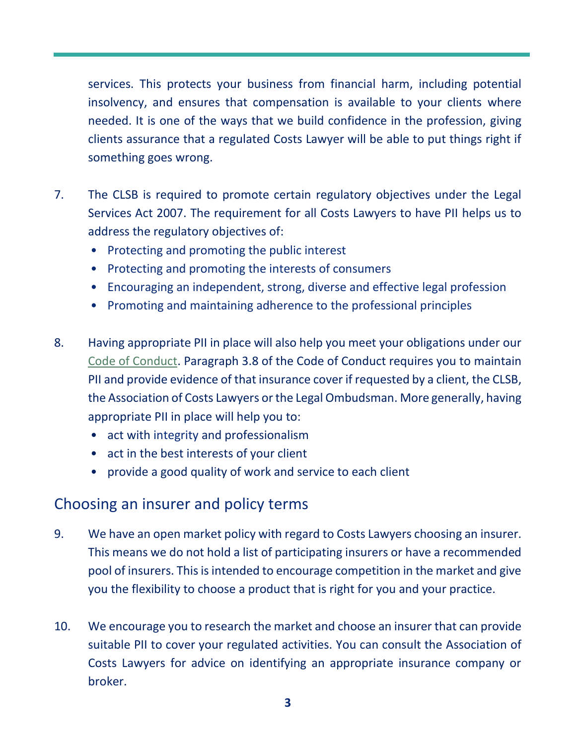services. This protects your business from financial harm, including potential insolvency, and ensures that compensation is available to your clients where needed. It is one of the ways that we build confidence in the profession, giving clients assurance that a regulated Costs Lawyer will be able to put things right if something goes wrong.

7. The CLSB is required to promote certain regulatory objectives under the Legal Services Act 2007. The requirement for all Costs Lawyers to have PII helps us to address the regulatory objectives of:
   - Protecting and promoting the public interest
   - Protecting and promoting the interests of consumers
   - Encouraging an independent, strong, diverse and effective legal profession
   - Promoting and maintaining adherence to the professional principles

8. Having appropriate PII in place will also help you meet your obligations under our Code of Conduct. Paragraph 3.8 of the Code of Conduct requires you to maintain PII and provide evidence of that insurance cover if requested by a client, the CLSB, the Association of Costs Lawyers or the Legal Ombudsman. More generally, having appropriate PII in place will help you to:
   - act with integrity and professionalism
   - act in the best interests of your client
   - provide a good quality of work and service to each client

## Choosing an insurer and policy terms

9. We have an open market policy with regard to Costs Lawyers choosing an insurer. This means we do not hold a list of participating insurers or have a recommended pool of insurers. This is intended to encourage competition in the market and give you the flexibility to choose a product that is right for you and your practice.

10. We encourage you to research the market and choose an insurer that can provide suitable PII to cover your regulated activities. You can consult the Association of Costs Lawyers for advice on identifying an appropriate insurance company or broker.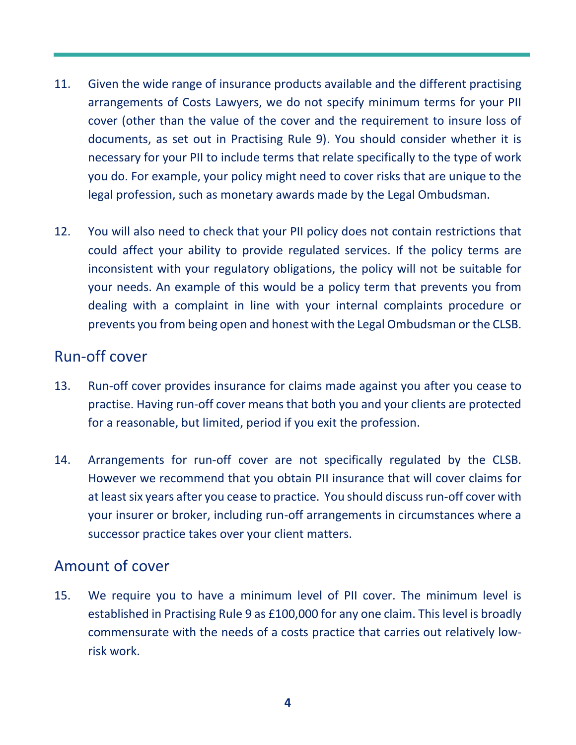11. Given the wide range of insurance products available and the different practising arrangements of Costs Lawyers, we do not specify minimum terms for your PII cover (other than the value of the cover and the requirement to insure loss of documents, as set out in Practising Rule 9). You should consider whether it is necessary for your PII to include terms that relate specifically to the type of work you do. For example, your policy might need to cover risks that are unique to the legal profession, such as monetary awards made by the Legal Ombudsman.

12. You will also need to check that your PII policy does not contain restrictions that could affect your ability to provide regulated services. If the policy terms are inconsistent with your regulatory obligations, the policy will not be suitable for your needs. An example of this would be a policy term that prevents you from dealing with a complaint in line with your internal complaints procedure or prevents you from being open and honest with the Legal Ombudsman or the CLSB.

## Run-off cover

13. Run-off cover provides insurance for claims made against you after you cease to practise. Having run-off cover means that both you and your clients are protected for a reasonable, but limited, period if you exit the profession.

14. Arrangements for run-off cover are not specifically regulated by the CLSB. However we recommend that you obtain PII insurance that will cover claims for at least six years after you cease to practice. You should discuss run-off cover with your insurer or broker, including run-off arrangements in circumstances where a successor practice takes over your client matters.

## Amount of cover

15. We require you to have a minimum level of PII cover. The minimum level is established in Practising Rule 9 as £100,000 for any one claim. This level is broadly commensurate with the needs of a costs practice that carries out relatively low-risk work.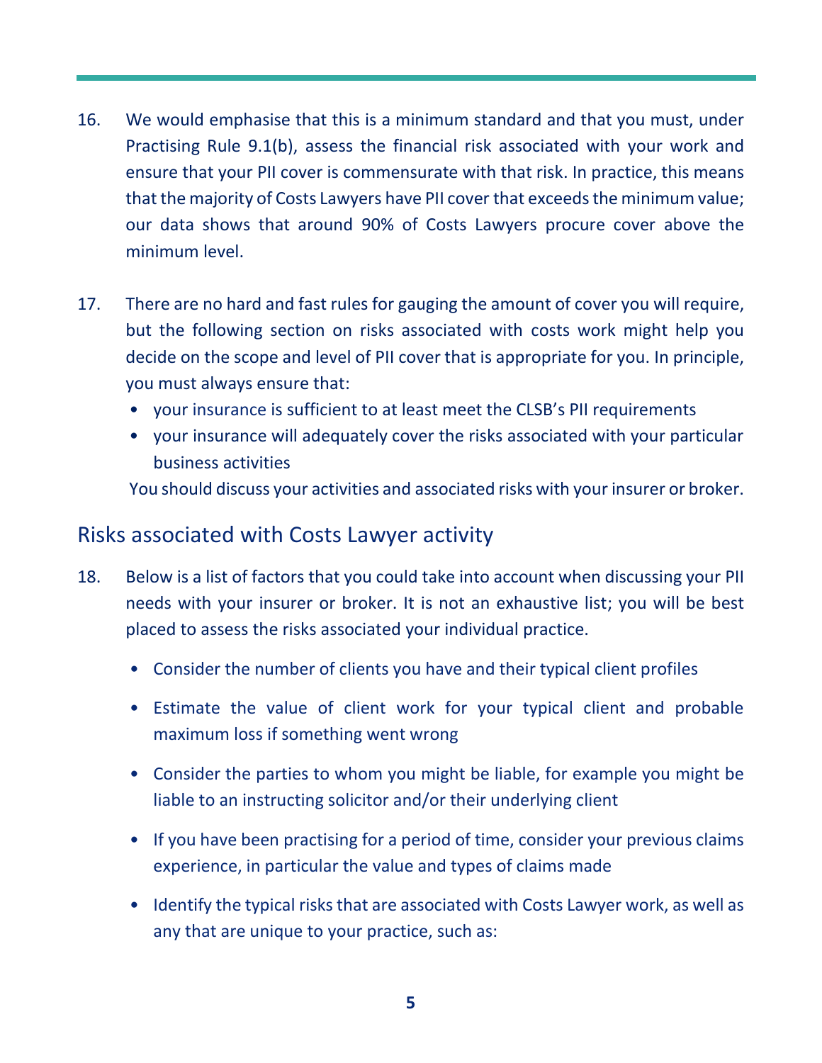16. We would emphasise that this is a minimum standard and that you must, under Practising Rule 9.1(b), assess the financial risk associated with your work and ensure that your PII cover is commensurate with that risk. In practice, this means that the majority of Costs Lawyers have PII cover that exceeds the minimum value; our data shows that around 90% of Costs Lawyers procure cover above the minimum level.

17. There are no hard and fast rules for gauging the amount of cover you will require, but the following section on risks associated with costs work might help you decide on the scope and level of PII cover that is appropriate for you. In principle, you must always ensure that:
    - your insurance is sufficient to at least meet the CLSB's PII requirements
    - your insurance will adequately cover the risks associated with your particular business activities

    You should discuss your activities and associated risks with your insurer or broker.

## Risks associated with Costs Lawyer activity

18. Below is a list of factors that you could take into account when discussing your PII needs with your insurer or broker. It is not an exhaustive list; you will be best placed to assess the risks associated your individual practice.
    - Consider the number of clients you have and their typical client profiles
    - Estimate the value of client work for your typical client and probable maximum loss if something went wrong
    - Consider the parties to whom you might be liable, for example you might be liable to an instructing solicitor and/or their underlying client
    - If you have been practising for a period of time, consider your previous claims experience, in particular the value and types of claims made
    - Identify the typical risks that are associated with Costs Lawyer work, as well as any that are unique to your practice, such as: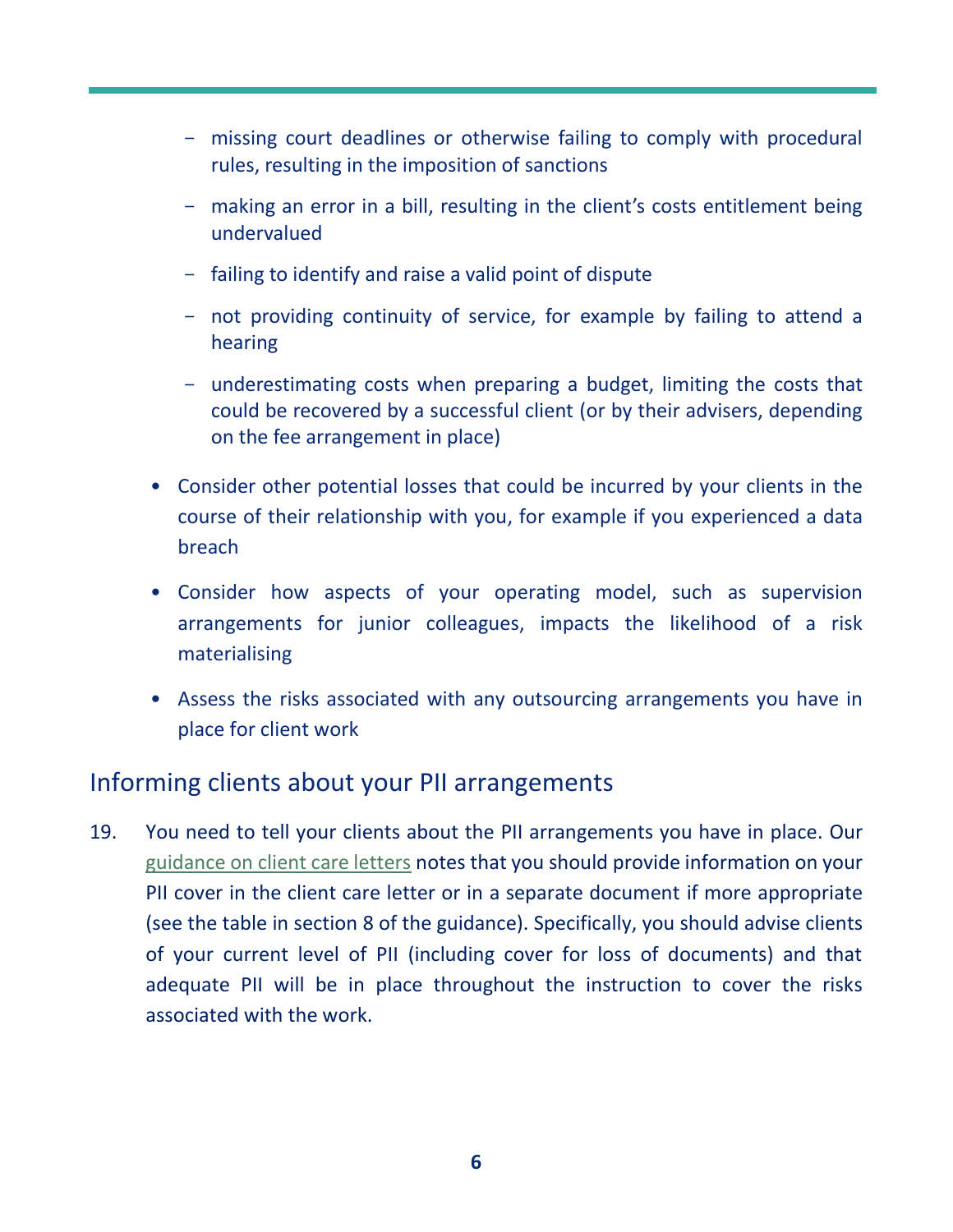- missing court deadlines or otherwise failing to comply with procedural rules, resulting in the imposition of sanctions
  - making an error in a bill, resulting in the client's costs entitlement being undervalued
  - failing to identify and raise a valid point of dispute
  - not providing continuity of service, for example by failing to attend a hearing
  - underestimating costs when preparing a budget, limiting the costs that could be recovered by a successful client (or by their advisers, depending on the fee arrangement in place)

- Consider other potential losses that could be incurred by your clients in the course of their relationship with you, for example if you experienced a data breach
- Consider how aspects of your operating model, such as supervision arrangements for junior colleagues, impacts the likelihood of a risk materialising
- Assess the risks associated with any outsourcing arrangements you have in place for client work

## Informing clients about your PII arrangements

19. You need to tell your clients about the PII arrangements you have in place. Our guidance on client care letters notes that you should provide information on your PII cover in the client care letter or in a separate document if more appropriate (see the table in section 8 of the guidance). Specifically, you should advise clients of your current level of PII (including cover for loss of documents) and that adequate PII will be in place throughout the instruction to cover the risks associated with the work.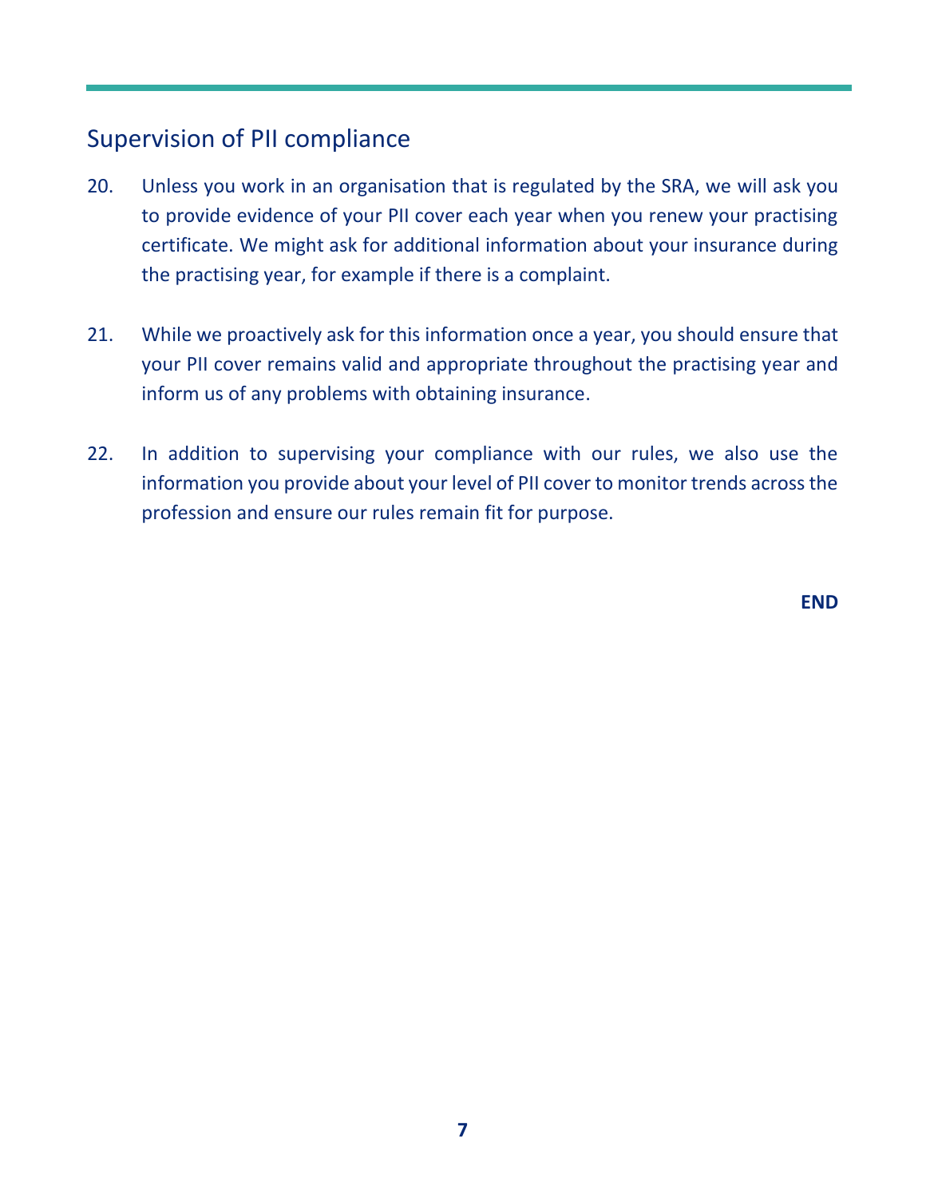## Supervision of PII compliance

20. Unless you work in an organisation that is regulated by the SRA, we will ask you to provide evidence of your PII cover each year when you renew your practising certificate. We might ask for additional information about your insurance during the practising year, for example if there is a complaint.

21. While we proactively ask for this information once a year, you should ensure that your PII cover remains valid and appropriate throughout the practising year and inform us of any problems with obtaining insurance.

22. In addition to supervising your compliance with our rules, we also use the information you provide about your level of PII cover to monitor trends across the profession and ensure our rules remain fit for purpose.

**END**